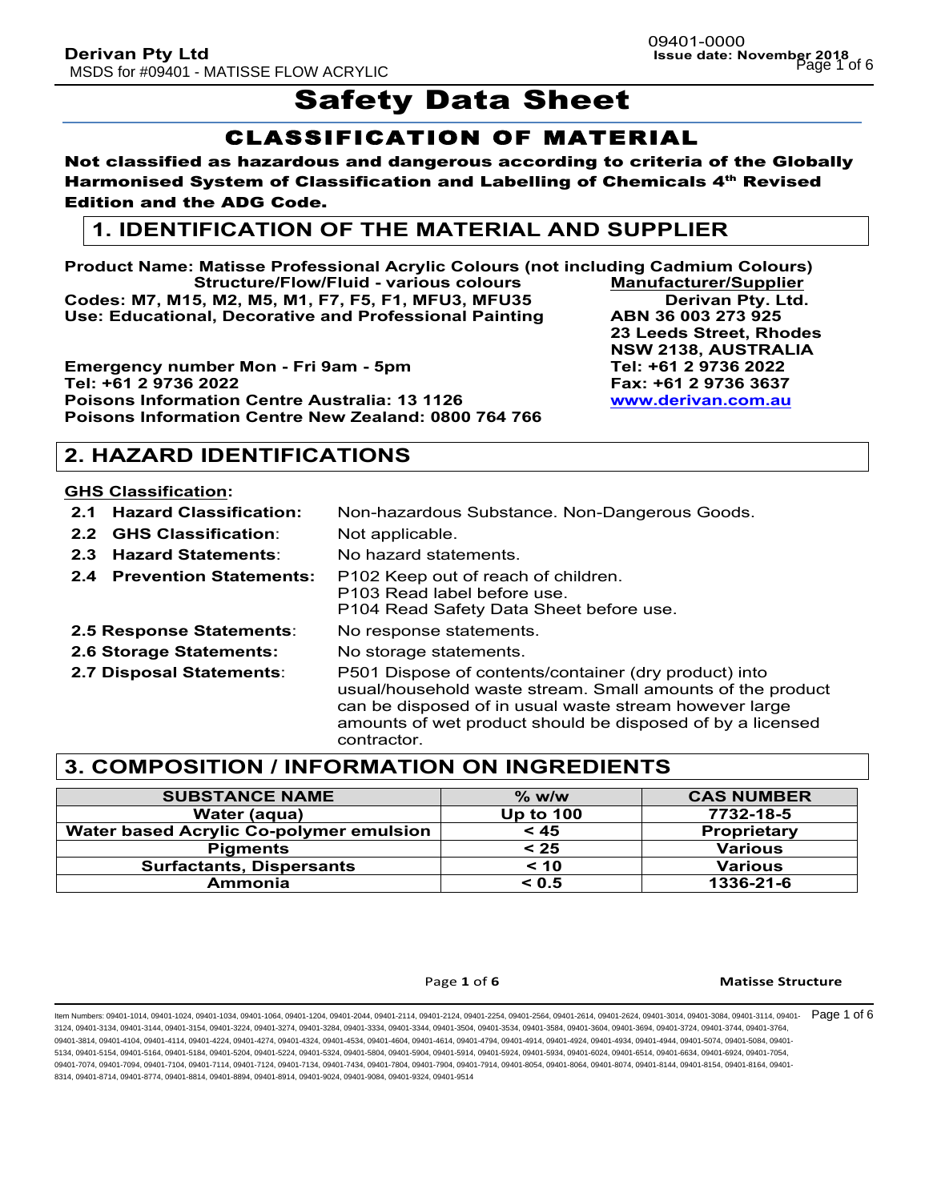# Safety Data Sheet

## CLASSIFICATION OF MATERIAL

**Not classified as hazardous and dangerous according to criteria of the Globally Harmonised System of Classification and Labelling of Chemicals 4th Revised Edition and the ADG Code.**

## 1. IDENTIFICATION OF THE MATERIAL AND SUPPLIER

**Product Name: Matisse Professional Acrylic Colours (not including Cadmium Colours) Structure/Flow/Fluid - various colours**
**Codes: M7, M15, M2, M5, M1, F7, F5, F1, MFU3, MFU35**
**Use: Educational, Decorative and Professional Painting**

**Emergency number Mon - Fri 9am - 5pm**
**Tel: +61 2 9736 2022**
**Poisons Information Centre Australia: 13 1126**
**Poisons Information Centre New Zealand: 0800 764 766**

**Manufacturer/Supplier**
**Derivan Pty. Ltd.**
**ABN 36 003 273 925**
**23 Leeds Street, Rhodes**
**NSW 2138, AUSTRALIA**
**Tel: +61 2 9736 2022**
**Fax: +61 2 9736 3637**
**www.derivan.com.au**

## 2. HAZARD IDENTIFICATIONS

**GHS Classification:**

| | |
|---|---|
| **2.1 Hazard Classification:** | Non-hazardous Substance. Non-Dangerous Goods. |
| **2.2 GHS Classification:** | Not applicable. |
| **2.3 Hazard Statements:** | No hazard statements. |
| **2.4 Prevention Statements:** | P102 Keep out of reach of children.<br>P103 Read label before use.<br>P104 Read Safety Data Sheet before use. |
| **2.5 Response Statements:** | No response statements. |
| **2.6 Storage Statements:** | No storage statements. |
| **2.7 Disposal Statements:** | P501 Dispose of contents/container (dry product) into usual/household waste stream. Small amounts of the product can be disposed of in usual waste stream however large amounts of wet product should be disposed of by a licensed contractor. |

## 3. COMPOSITION / INFORMATION ON INGREDIENTS

| SUBSTANCE NAME | % w/w | CAS NUMBER |
|---|---|---|
| Water (aqua) | Up to 100 | 7732-18-5 |
| Water based Acrylic Co-polymer emulsion | < 45 | Proprietary |
| Pigments | < 25 | Various |
| Surfactants, Dispersants | < 10 | Various |
| Ammonia | < 0.5 | 1336-21-6 |

Item Numbers: 09401-1014, 09401-1024, 09401-1034, 09401-1064, 09401-1204, 09401-2044, 09401-2114, 09401-2124, 09401-2254, 09401-2564, 09401-2614, 09401-2624, 09401-3014, 09401-3084, 09401-3114, 09401-3124, 09401-3134, 09401-3144, 09401-3154, 09401-3224, 09401-3274, 09401-3284, 09401-3334, 09401-3344, 09401-3504, 09401-3534, 09401-3584, 09401-3604, 09401-3694, 09401-3724, 09401-3744, 09401-3764, 09401-3814, 09401-4104, 09401-4114, 09401-4224, 09401-4274, 09401-4324, 09401-4534, 09401-4604, 09401-4614, 09401-4794, 09401-4914, 09401-4924, 09401-4934, 09401-4944, 09401-5074, 09401-5084, 09401-5134, 09401-5154, 09401-5164, 09401-5184, 09401-5204, 09401-5224, 09401-5324, 09401-5804, 09401-5904, 09401-5914, 09401-5924, 09401-5934, 09401-6024, 09401-6514, 09401-6634, 09401-6924, 09401-7054, 09401-7074, 09401-7094, 09401-7104, 09401-7114, 09401-7124, 09401-7134, 09401-7434, 09401-7804, 09401-7904, 09401-7914, 09401-8054, 09401-8064, 09401-8074, 09401-8144, 09401-8154, 09401-8164, 09401-8314, 09401-8714, 09401-8774, 09401-8814, 09401-8894, 09401-8914, 09401-9024, 09401-9084, 09401-9324, 09401-9514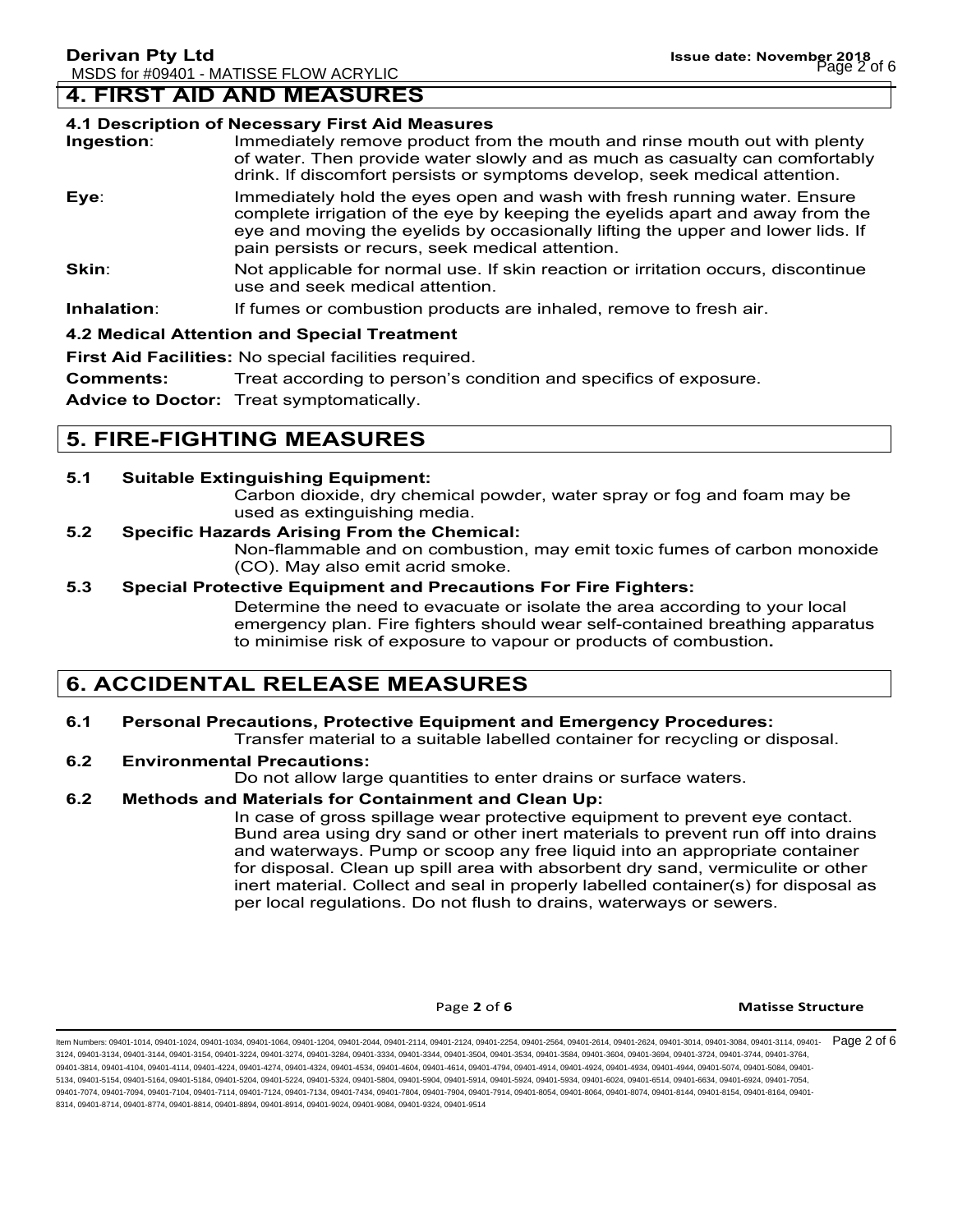## 4. FIRST AID AND MEASURES

### 4.1 Description of Necessary First Aid Measures

**Ingestion**: Immediately remove product from the mouth and rinse mouth out with plenty of water. Then provide water slowly and as much as casualty can comfortably drink. If discomfort persists or symptoms develop, seek medical attention.

**Eye**: Immediately hold the eyes open and wash with fresh running water. Ensure complete irrigation of the eye by keeping the eyelids apart and away from the eye and moving the eyelids by occasionally lifting the upper and lower lids. If pain persists or recurs, seek medical attention.

**Skin**: Not applicable for normal use. If skin reaction or irritation occurs, discontinue use and seek medical attention.

**Inhalation**: If fumes or combustion products are inhaled, remove to fresh air.

### 4.2 Medical Attention and Special Treatment

**First Aid Facilities:** No special facilities required.

**Comments:** Treat according to person's condition and specifics of exposure.

**Advice to Doctor:** Treat symptomatically.

## 5. FIRE-FIGHTING MEASURES

**5.1 Suitable Extinguishing Equipment:**

Carbon dioxide, dry chemical powder, water spray or fog and foam may be used as extinguishing media.

**5.2 Specific Hazards Arising From the Chemical:**

Non-flammable and on combustion, may emit toxic fumes of carbon monoxide (CO). May also emit acrid smoke.

**5.3 Special Protective Equipment and Precautions For Fire Fighters:**

Determine the need to evacuate or isolate the area according to your local emergency plan. Fire fighters should wear self-contained breathing apparatus to minimise risk of exposure to vapour or products of combustion**.**

## 6. ACCIDENTAL RELEASE MEASURES

**6.1 Personal Precautions, Protective Equipment and Emergency Procedures:**

Transfer material to a suitable labelled container for recycling or disposal.

**6.2 Environmental Precautions:**

Do not allow large quantities to enter drains or surface waters.

**6.2 Methods and Materials for Containment and Clean Up:**

In case of gross spillage wear protective equipment to prevent eye contact. Bund area using dry sand or other inert materials to prevent run off into drains and waterways. Pump or scoop any free liquid into an appropriate container for disposal. Clean up spill area with absorbent dry sand, vermiculite or other inert material. Collect and seal in properly labelled container(s) for disposal as per local regulations. Do not flush to drains, waterways or sewers.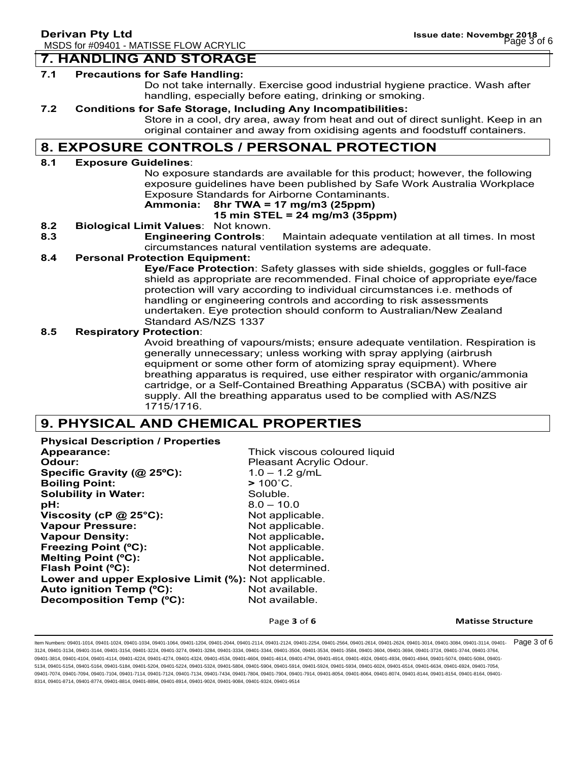## 7. HANDLING AND STORAGE

**7.1 Precautions for Safe Handling:**

Do not take internally. Exercise good industrial hygiene practice. Wash after handling, especially before eating, drinking or smoking.

**7.2 Conditions for Safe Storage, Including Any Incompatibilities:**

Store in a cool, dry area, away from heat and out of direct sunlight. Keep in an original container and away from oxidising agents and foodstuff containers.

## 8. EXPOSURE CONTROLS / PERSONAL PROTECTION

**8.1 Exposure Guidelines**:

No exposure standards are available for this product; however, the following exposure guidelines have been published by Safe Work Australia Workplace Exposure Standards for Airborne Contaminants.

**Ammonia: 8hr TWA = 17 mg/m3 (25ppm)**
**15 min STEL = 24 mg/m3 (35ppm)**

**8.2 Biological Limit Values**: Not known.

**8.3 Engineering Controls**: Maintain adequate ventilation at all times. In most circumstances natural ventilation systems are adequate.

**8.4 Personal Protection Equipment:**

**Eye/Face Protection**: Safety glasses with side shields, goggles or full-face shield as appropriate are recommended. Final choice of appropriate eye/face protection will vary according to individual circumstances i.e. methods of handling or engineering controls and according to risk assessments undertaken. Eye protection should conform to Australian/New Zealand Standard AS/NZS 1337

**8.5 Respiratory Protection**:

Avoid breathing of vapours/mists; ensure adequate ventilation. Respiration is generally unnecessary; unless working with spray applying (airbrush equipment or some other form of atomizing spray equipment). Where breathing apparatus is required, use either respirator with organic/ammonia cartridge, or a Self-Contained Breathing Apparatus (SCBA) with positive air supply. All the breathing apparatus used to be complied with AS/NZS 1715/1716.

## 9. PHYSICAL AND CHEMICAL PROPERTIES

**Physical Description / Properties**

| | |
|---|---|
| **Appearance:** | Thick viscous coloured liquid |
| **Odour:** | Pleasant Acrylic Odour. |
| **Specific Gravity (@ 25ºC):** | 1.0 – 1.2 g/mL |
| **Boiling Point:** | **>** 100˚C. |
| **Solubility in Water:** | Soluble. |
| **pH:** | 8.0 – 10.0 |
| **Viscosity (cP @ 25°C):** | Not applicable. |
| **Vapour Pressure:** | Not applicable. |
| **Vapour Density:** | Not applicable. |
| **Freezing Point (ºC):** | Not applicable. |
| **Melting Point (ºC):** | Not applicable. |
| **Flash Point (ºC):** | Not determined. |
| **Lower and upper Explosive Limit (%):** | Not applicable. |
| **Auto ignition Temp (ºC):** | Not available. |
| **Decomposition Temp (ºC):** | Not available. |

Item Numbers: 09401-1014, 09401-1024, 09401-1034, 09401-1064, 09401-1204, 09401-2044, 09401-2114, 09401-2124, 09401-2254, 09401-2564, 09401-2614, 09401-2624, 09401-3014, 09401-3084, 09401-3114, 09401-3124, 09401-3134, 09401-3144, 09401-3154, 09401-3224, 09401-3274, 09401-3284, 09401-3334, 09401-3344, 09401-3504, 09401-3534, 09401-3584, 09401-3604, 09401-3694, 09401-3724, 09401-3744, 09401-3764, 09401-3814, 09401-4104, 09401-4114, 09401-4224, 09401-4274, 09401-4324, 09401-4534, 09401-4604, 09401-4614, 09401-4794, 09401-4914, 09401-4924, 09401-4934, 09401-4944, 09401-5074, 09401-5084, 09401-5134, 09401-5154, 09401-5164, 09401-5184, 09401-5204, 09401-5224, 09401-5324, 09401-5804, 09401-5904, 09401-5914, 09401-5924, 09401-5934, 09401-6024, 09401-6514, 09401-6634, 09401-6924, 09401-7054, 09401-7074, 09401-7094, 09401-7104, 09401-7114, 09401-7124, 09401-7134, 09401-7434, 09401-7804, 09401-7904, 09401-7914, 09401-8054, 09401-8064, 09401-8074, 09401-8144, 09401-8154, 09401-8164, 09401-8314, 09401-8714, 09401-8774, 09401-8814, 09401-8894, 09401-8914, 09401-9024, 09401-9084, 09401-9324, 09401-9514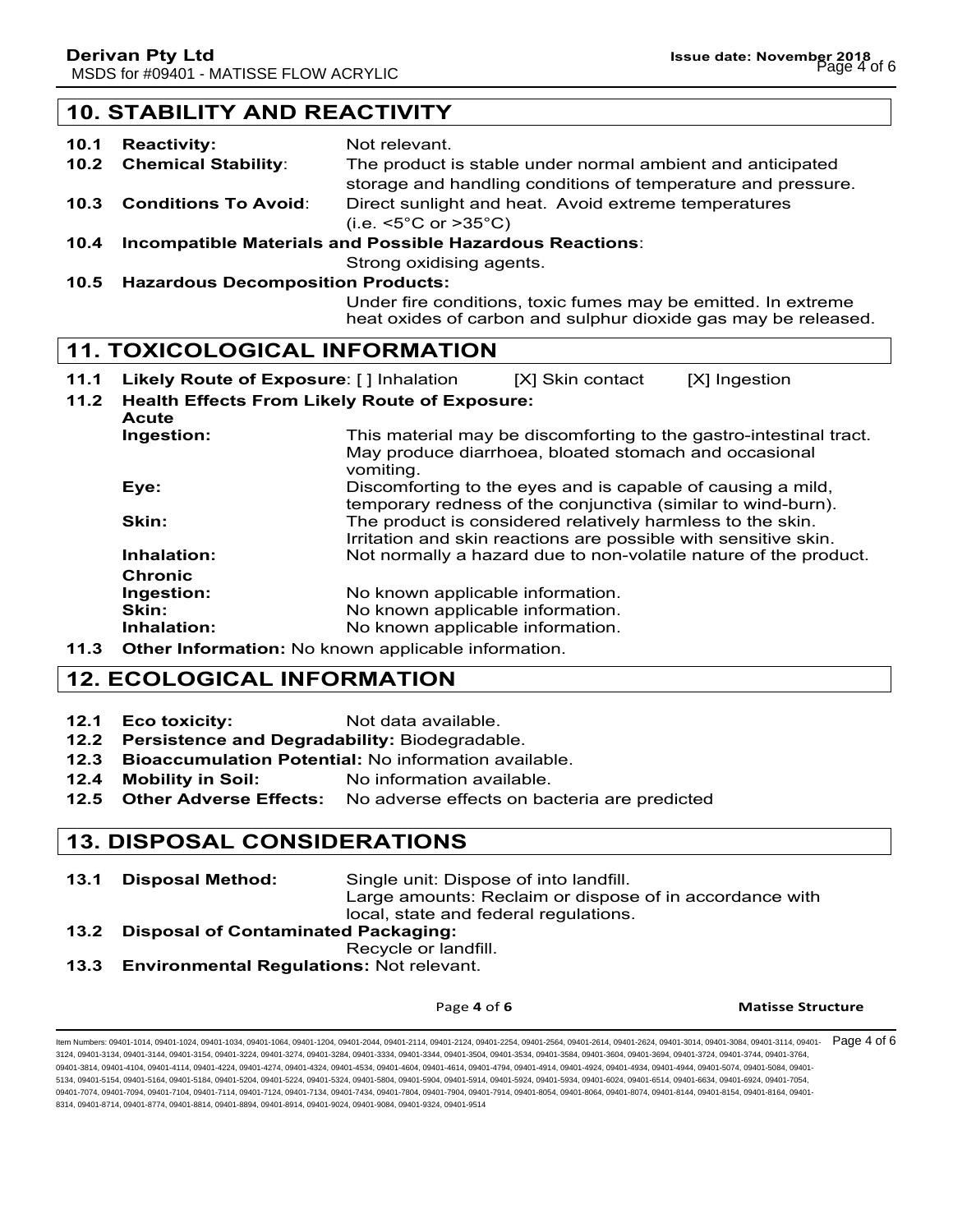## 10. STABILITY AND REACTIVITY

**10.1 Reactivity:** Not relevant.

**10.2 Chemical Stability**: The product is stable under normal ambient and anticipated storage and handling conditions of temperature and pressure.

**10.3 Conditions To Avoid**: Direct sunlight and heat. Avoid extreme temperatures (i.e. <5°C or >35°C)

**10.4 Incompatible Materials and Possible Hazardous Reactions**:
Strong oxidising agents.

**10.5 Hazardous Decomposition Products:**
Under fire conditions, toxic fumes may be emitted. In extreme heat oxides of carbon and sulphur dioxide gas may be released.

## 11. TOXICOLOGICAL INFORMATION

**11.1 Likely Route of Exposure**: [ ] Inhalation [X] Skin contact [X] Ingestion

**11.2 Health Effects From Likely Route of Exposure:**

**Acute**

**Ingestion:** This material may be discomforting to the gastro-intestinal tract. May produce diarrhoea, bloated stomach and occasional vomiting.

**Eye:** Discomforting to the eyes and is capable of causing a mild, temporary redness of the conjunctiva (similar to wind-burn).

**Skin:** The product is considered relatively harmless to the skin. Irritation and skin reactions are possible with sensitive skin.

**Inhalation:** Not normally a hazard due to non-volatile nature of the product.

**Chronic**

**Ingestion:** No known applicable information.

**Skin:** No known applicable information.

**Inhalation:** No known applicable information.

**11.3 Other Information:** No known applicable information.

## 12. ECOLOGICAL INFORMATION

**12.1 Eco toxicity:** Not data available.

**12.2 Persistence and Degradability:** Biodegradable.

**12.3 Bioaccumulation Potential:** No information available.

**12.4 Mobility in Soil:** No information available.

**12.5 Other Adverse Effects:** No adverse effects on bacteria are predicted

## 13. DISPOSAL CONSIDERATIONS

**13.1 Disposal Method:** Single unit: Dispose of into landfill.
Large amounts: Reclaim or dispose of in accordance with local, state and federal regulations.

**13.2 Disposal of Contaminated Packaging:**
Recycle or landfill.

**13.3 Environmental Regulations:** Not relevant.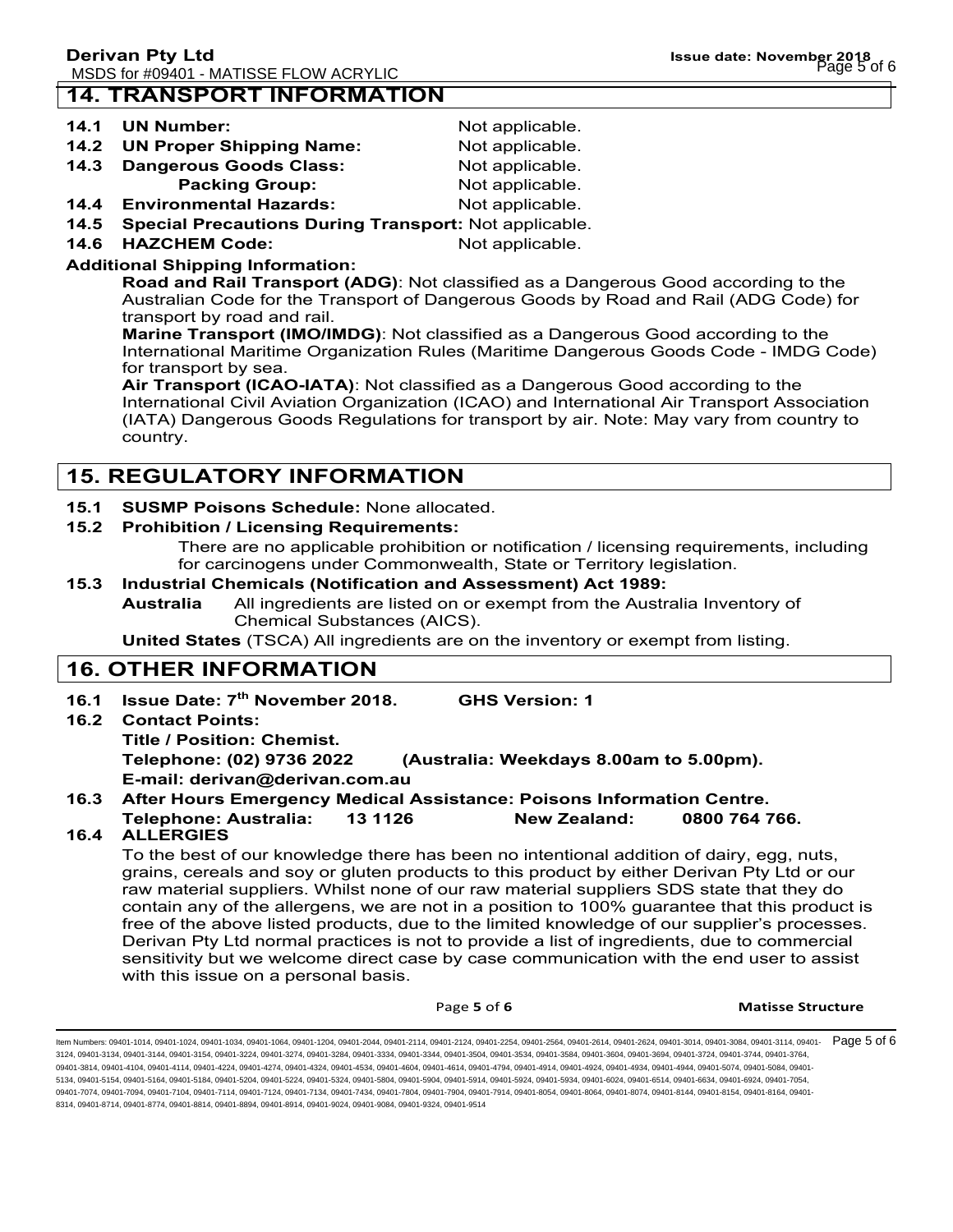## 14. TRANSPORT INFORMATION

**14.1 UN Number:** Not applicable.

**14.2 UN Proper Shipping Name:** Not applicable.

**14.3 Dangerous Goods Class:** Not applicable.

**Packing Group:** Not applicable.

**14.4 Environmental Hazards:** Not applicable.

**14.5 Special Precautions During Transport:** Not applicable.

**14.6 HAZCHEM Code:** Not applicable.

**Additional Shipping Information:**

**Road and Rail Transport (ADG)**: Not classified as a Dangerous Good according to the Australian Code for the Transport of Dangerous Goods by Road and Rail (ADG Code) for transport by road and rail.

**Marine Transport (IMO/IMDG)**: Not classified as a Dangerous Good according to the International Maritime Organization Rules (Maritime Dangerous Goods Code - IMDG Code) for transport by sea.

**Air Transport (ICAO-IATA)**: Not classified as a Dangerous Good according to the International Civil Aviation Organization (ICAO) and International Air Transport Association (IATA) Dangerous Goods Regulations for transport by air. Note: May vary from country to country.

## 15. REGULATORY INFORMATION

**15.1 SUSMP Poisons Schedule:** None allocated.

**15.2 Prohibition / Licensing Requirements:**

There are no applicable prohibition or notification / licensing requirements, including for carcinogens under Commonwealth, State or Territory legislation.

**15.3 Industrial Chemicals (Notification and Assessment) Act 1989:**

**Australia** All ingredients are listed on or exempt from the Australia Inventory of Chemical Substances (AICS).

**United States** (TSCA) All ingredients are on the inventory or exempt from listing.

## 16. OTHER INFORMATION

**16.1 Issue Date: 7th November 2018. GHS Version: 1**

**16.2 Contact Points:**

**Title / Position: Chemist.**

**Telephone: (02) 9736 2022 (Australia: Weekdays 8.00am to 5.00pm).**

**E-mail: derivan@derivan.com.au**

**16.3 After Hours Emergency Medical Assistance: Poisons Information Centre.**

**Telephone: Australia: 13 1126 New Zealand: 0800 764 766.**

**16.4 ALLERGIES**

To the best of our knowledge there has been no intentional addition of dairy, egg, nuts, grains, cereals and soy or gluten products to this product by either Derivan Pty Ltd or our raw material suppliers. Whilst none of our raw material suppliers SDS state that they do contain any of the allergens, we are not in a position to 100% guarantee that this product is free of the above listed products, due to the limited knowledge of our supplier's processes. Derivan Pty Ltd normal practices is not to provide a list of ingredients, due to commercial sensitivity but we welcome direct case by case communication with the end user to assist with this issue on a personal basis.

Item Numbers: 09401-1014, 09401-1024, 09401-1034, 09401-1064, 09401-1204, 09401-2044, 09401-2114, 09401-2124, 09401-2254, 09401-2564, 09401-2614, 09401-2624, 09401-3014, 09401-3084, 09401-3114, 09401-3124, 09401-3134, 09401-3144, 09401-3154, 09401-3224, 09401-3274, 09401-3284, 09401-3334, 09401-3344, 09401-3504, 09401-3534, 09401-3584, 09401-3604, 09401-3694, 09401-3724, 09401-3744, 09401-3764, 09401-3814, 09401-4104, 09401-4114, 09401-4224, 09401-4274, 09401-4324, 09401-4534, 09401-4604, 09401-4614, 09401-4794, 09401-4914, 09401-4924, 09401-4934, 09401-4944, 09401-5074, 09401-5084, 09401-5134, 09401-5154, 09401-5164, 09401-5184, 09401-5204, 09401-5224, 09401-5324, 09401-5804, 09401-5904, 09401-5914, 09401-5924, 09401-5934, 09401-6024, 09401-6514, 09401-6634, 09401-6924, 09401-7054, 09401-7074, 09401-7094, 09401-7104, 09401-7114, 09401-7124, 09401-7134, 09401-7434, 09401-7804, 09401-7904, 09401-7914, 09401-8054, 09401-8064, 09401-8074, 09401-8144, 09401-8154, 09401-8164, 09401-8314, 09401-8714, 09401-8774, 09401-8814, 09401-8894, 09401-8914, 09401-9024, 09401-9084, 09401-9324, 09401-9514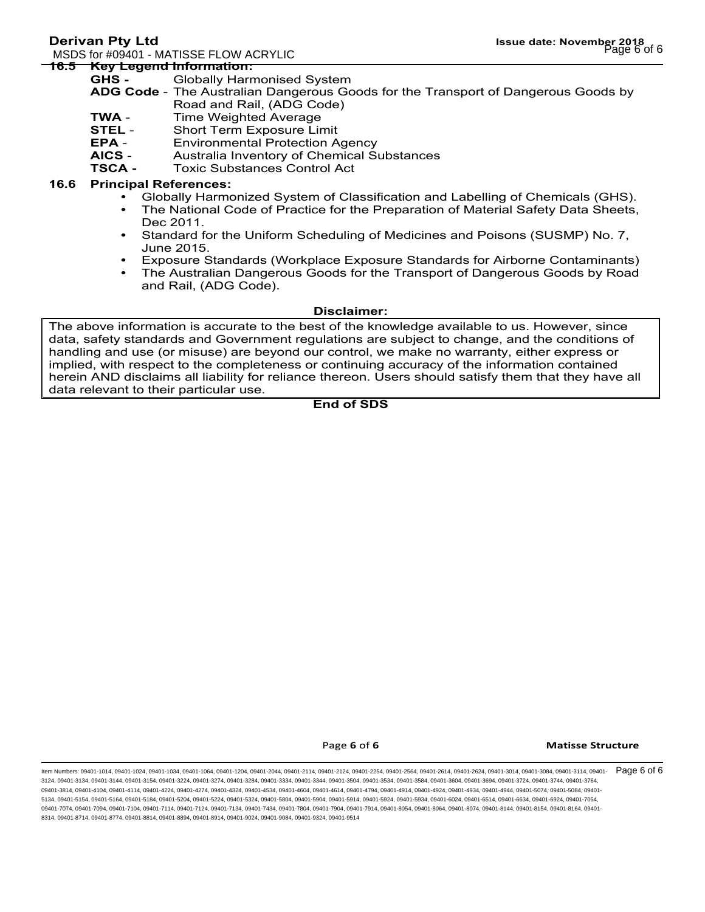### 16.5 Key Legend Information:

**GHS -** Globally Harmonised System
**ADG Code** - The Australian Dangerous Goods for the Transport of Dangerous Goods by Road and Rail, (ADG Code)
**TWA** - Time Weighted Average
**STEL** - Short Term Exposure Limit
**EPA** - Environmental Protection Agency
**AICS** - Australia Inventory of Chemical Substances
**TSCA -** Toxic Substances Control Act

### 16.6 Principal References:

- Globally Harmonized System of Classification and Labelling of Chemicals (GHS).
- The National Code of Practice for the Preparation of Material Safety Data Sheets, Dec 2011.
- Standard for the Uniform Scheduling of Medicines and Poisons (SUSMP) No. 7, June 2015.
- Exposure Standards (Workplace Exposure Standards for Airborne Contaminants)
- The Australian Dangerous Goods for the Transport of Dangerous Goods by Road and Rail, (ADG Code).

**Disclaimer:**

The above information is accurate to the best of the knowledge available to us. However, since data, safety standards and Government regulations are subject to change, and the conditions of handling and use (or misuse) are beyond our control, we make no warranty, either express or implied, with respect to the completeness or continuing accuracy of the information contained herein AND disclaims all liability for reliance thereon. Users should satisfy them that they have all data relevant to their particular use.

**End of SDS**

Item Numbers: 09401-1014, 09401-1024, 09401-1034, 09401-1064, 09401-1204, 09401-2044, 09401-2114, 09401-2124, 09401-2254, 09401-2564, 09401-2614, 09401-2624, 09401-3014, 09401-3084, 09401-3114, 09401-3124, 09401-3134, 09401-3144, 09401-3154, 09401-3224, 09401-3274, 09401-3284, 09401-3334, 09401-3344, 09401-3504, 09401-3534, 09401-3584, 09401-3604, 09401-3694, 09401-3724, 09401-3744, 09401-3764, 09401-3814, 09401-4104, 09401-4114, 09401-4224, 09401-4274, 09401-4324, 09401-4534, 09401-4604, 09401-4614, 09401-4794, 09401-4914, 09401-4924, 09401-4934, 09401-4944, 09401-5074, 09401-5084, 09401-5134, 09401-5154, 09401-5164, 09401-5184, 09401-5204, 09401-5224, 09401-5324, 09401-5804, 09401-5904, 09401-5914, 09401-5924, 09401-5934, 09401-6024, 09401-6514, 09401-6634, 09401-6924, 09401-7054, 09401-7074, 09401-7094, 09401-7104, 09401-7114, 09401-7124, 09401-7134, 09401-7434, 09401-7804, 09401-7904, 09401-7914, 09401-8054, 09401-8064, 09401-8074, 09401-8144, 09401-8154, 09401-8164, 09401-8314, 09401-8714, 09401-8774, 09401-8814, 09401-8894, 09401-8914, 09401-9024, 09401-9084, 09401-9324, 09401-9514